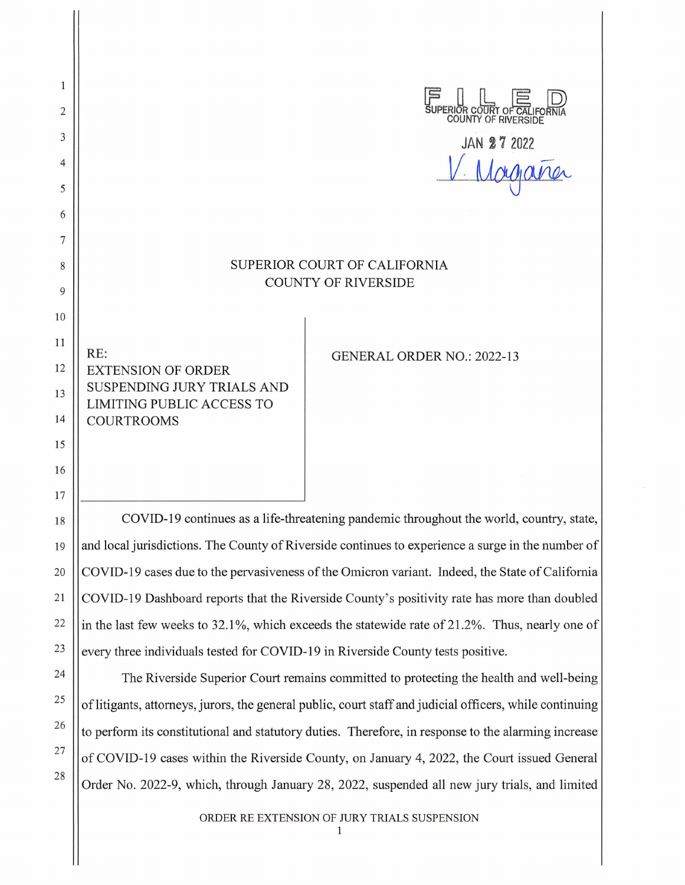FILED
SUPERIOR COURT OF CALIFORNIA
COUNTY OF RIVERSIDE

JAN 27 2022

V. Magaña

SUPERIOR COURT OF CALIFORNIA
COUNTY OF RIVERSIDE

RE:
EXTENSION OF ORDER SUSPENDING JURY TRIALS AND LIMITING PUBLIC ACCESS TO COURTROOMS

GENERAL ORDER NO.: 2022-13

COVID-19 continues as a life-threatening pandemic throughout the world, country, state, and local jurisdictions. The County of Riverside continues to experience a surge in the number of COVID-19 cases due to the pervasiveness of the Omicron variant. Indeed, the State of California COVID-19 Dashboard reports that the Riverside County's positivity rate has more than doubled in the last few weeks to 32.1%, which exceeds the statewide rate of 21.2%. Thus, nearly one of every three individuals tested for COVID-19 in Riverside County tests positive.

The Riverside Superior Court remains committed to protecting the health and well-being of litigants, attorneys, jurors, the general public, court staff and judicial officers, while continuing to perform its constitutional and statutory duties. Therefore, in response to the alarming increase of COVID-19 cases within the Riverside County, on January 4, 2022, the Court issued General Order No. 2022-9, which, through January 28, 2022, suspended all new jury trials, and limited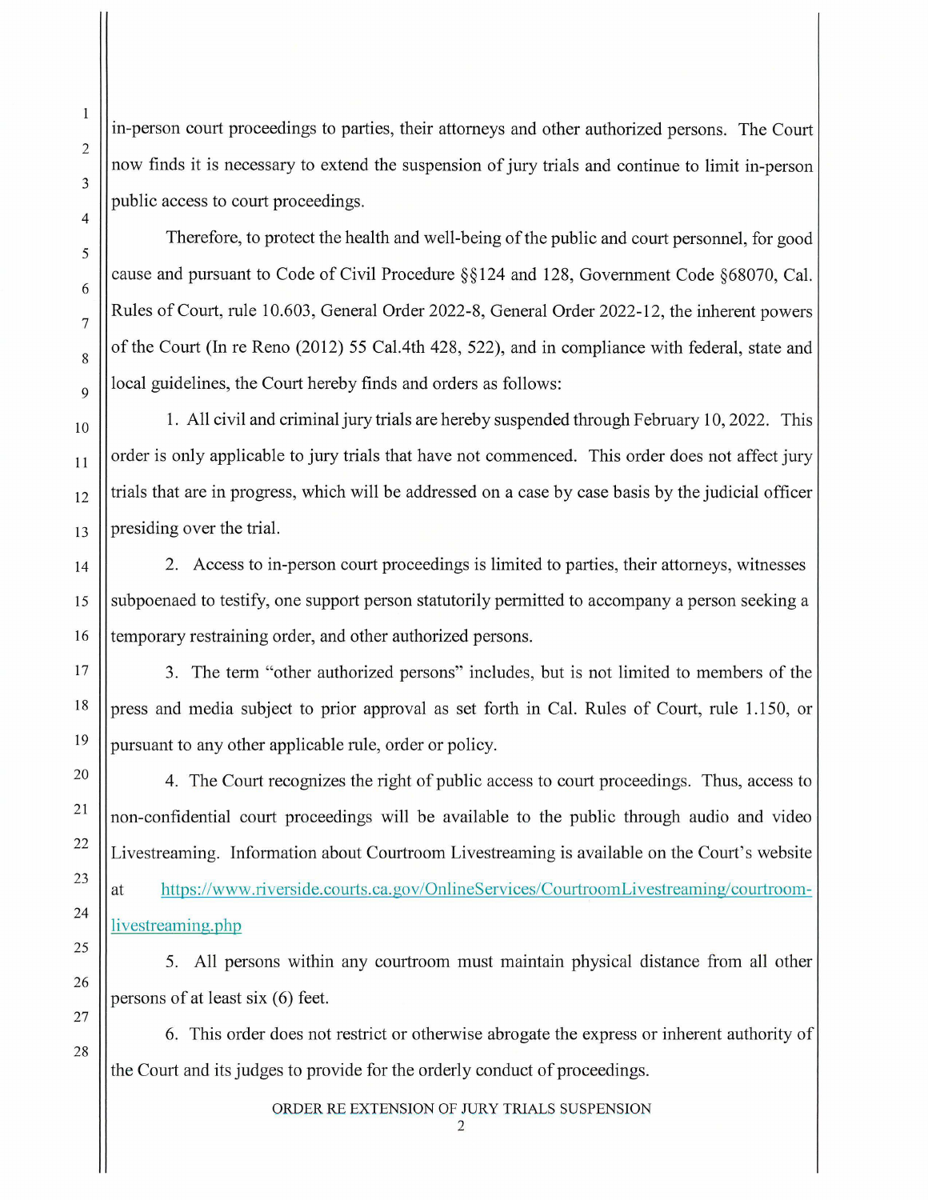in-person court proceedings to parties, their attorneys and other authorized persons. The Court now finds it is necessary to extend the suspension of jury trials and continue to limit in-person public access to court proceedings.

Therefore, to protect the health and well-being of the public and court personnel, for good cause and pursuant to Code of Civil Procedure §§124 and 128, Government Code §68070, Cal. Rules of Court, rule 10.603, General Order 2022-8, General Order 2022-12, the inherent powers of the Court (In re Reno (2012) 55 Cal.4th 428, 522), and in compliance with federal, state and local guidelines, the Court hereby finds and orders as follows:

1. All civil and criminal jury trials are hereby suspended through February 10, 2022. This order is only applicable to jury trials that have not commenced. This order does not affect jury trials that are in progress, which will be addressed on a case by case basis by the judicial officer presiding over the trial.

2. Access to in-person court proceedings is limited to parties, their attorneys, witnesses subpoenaed to testify, one support person statutorily permitted to accompany a person seeking a temporary restraining order, and other authorized persons.

3. The term "other authorized persons" includes, but is not limited to members of the press and media subject to prior approval as set forth in Cal. Rules of Court, rule 1.150, or pursuant to any other applicable rule, order or policy.

4. The Court recognizes the right of public access to court proceedings. Thus, access to non-confidential court proceedings will be available to the public through audio and video Livestreaming. Information about Courtroom Livestreaming is available on the Court's website at https://www.riverside.courts.ca.gov/OnlineServices/CourtroomLivestreaming/courtroom-livestreaming.php

5. All persons within any courtroom must maintain physical distance from all other persons of at least six (6) feet.

6. This order does not restrict or otherwise abrogate the express or inherent authority of the Court and its judges to provide for the orderly conduct of proceedings.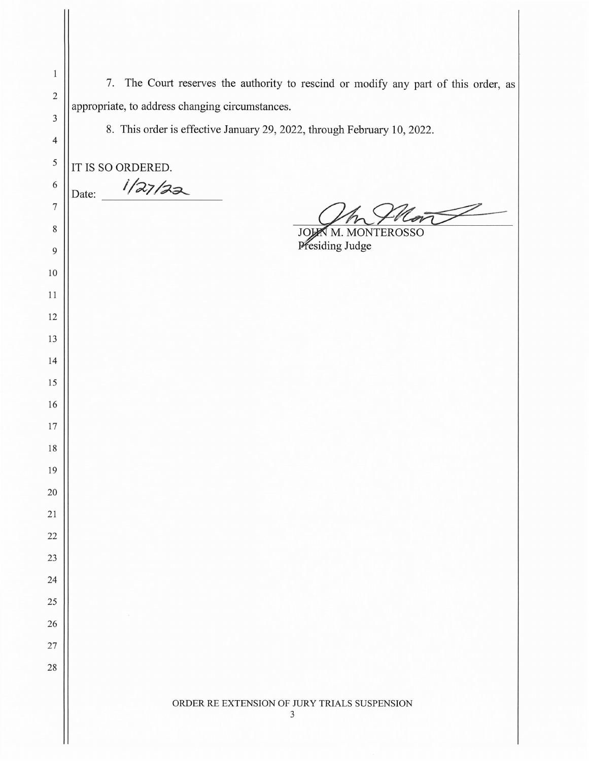7. The Court reserves the authority to rescind or modify any part of this order, as appropriate, to address changing circumstances.

8. This order is effective January 29, 2022, through February 10, 2022.

IT IS SO ORDERED.

Date: 1/27/22

JOHN M. MONTEROSSO
Presiding Judge

ORDER RE EXTENSION OF JURY TRIALS SUSPENSION